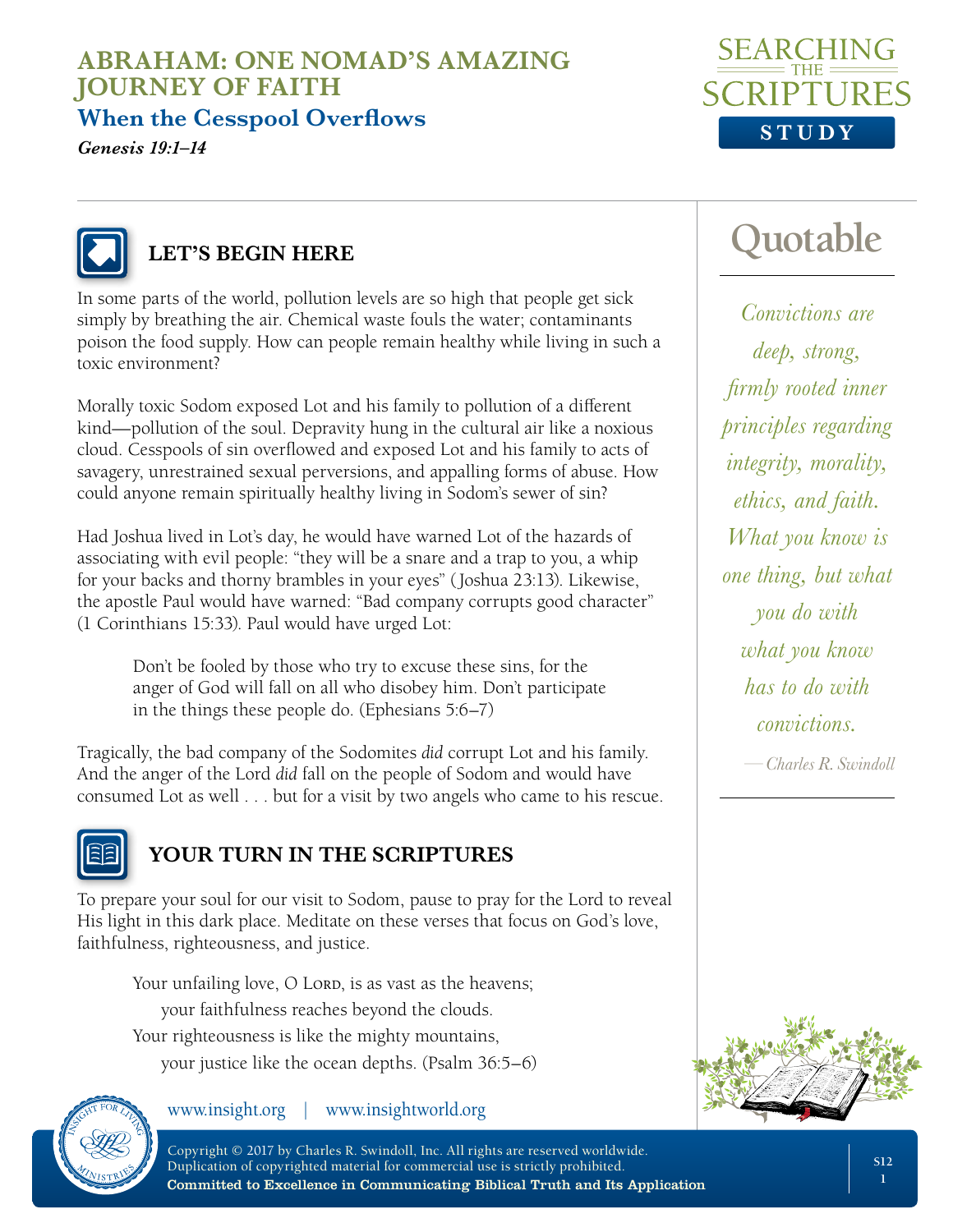# ABRAHAM: ONE NOMAD'S AMAZING JOURNEY OF FAITH

## When the Cesspool Overflows

***Genesis 19:1–14***

SEARCHING THE SCRIPTURES **STUDY**

## LET'S BEGIN HERE

In some parts of the world, pollution levels are so high that people get sick simply by breathing the air. Chemical waste fouls the water; contaminants poison the food supply. How can people remain healthy while living in such a toxic environment?

Morally toxic Sodom exposed Lot and his family to pollution of a different kind—pollution of the soul. Depravity hung in the cultural air like a noxious cloud. Cesspools of sin overflowed and exposed Lot and his family to acts of savagery, unrestrained sexual perversions, and appalling forms of abuse. How could anyone remain spiritually healthy living in Sodom's sewer of sin?

Had Joshua lived in Lot's day, he would have warned Lot of the hazards of associating with evil people: "they will be a snare and a trap to you, a whip for your backs and thorny brambles in your eyes" (Joshua 23:13). Likewise, the apostle Paul would have warned: "Bad company corrupts good character" (1 Corinthians 15:33). Paul would have urged Lot:

> Don't be fooled by those who try to excuse these sins, for the anger of God will fall on all who disobey him. Don't participate in the things these people do. (Ephesians 5:6–7)

Tragically, the bad company of the Sodomites *did* corrupt Lot and his family. And the anger of the Lord *did* fall on the people of Sodom and would have consumed Lot as well . . . but for a visit by two angels who came to his rescue.

## YOUR TURN IN THE SCRIPTURES

To prepare your soul for our visit to Sodom, pause to pray for the Lord to reveal His light in this dark place. Meditate on these verses that focus on God's love, faithfulness, righteousness, and justice.

> Your unfailing love, O Lord, is as vast as the heavens;
> your faithfulness reaches beyond the clouds.
> Your righteousness is like the mighty mountains,
> your justice like the ocean depths. (Psalm 36:5–6)

## Quotable

*Convictions are deep, strong, firmly rooted inner principles regarding integrity, morality, ethics, and faith. What you know is one thing, but what you do with what you know has to do with convictions.*

*—Charles R. Swindoll*

www.insight.org | www.insightworld.org

Copyright © 2017 by Charles R. Swindoll, Inc. All rights are reserved worldwide. Duplication of copyrighted material for commercial use is strictly prohibited.
**Committed to Excellence in Communicating Biblical Truth and Its Application**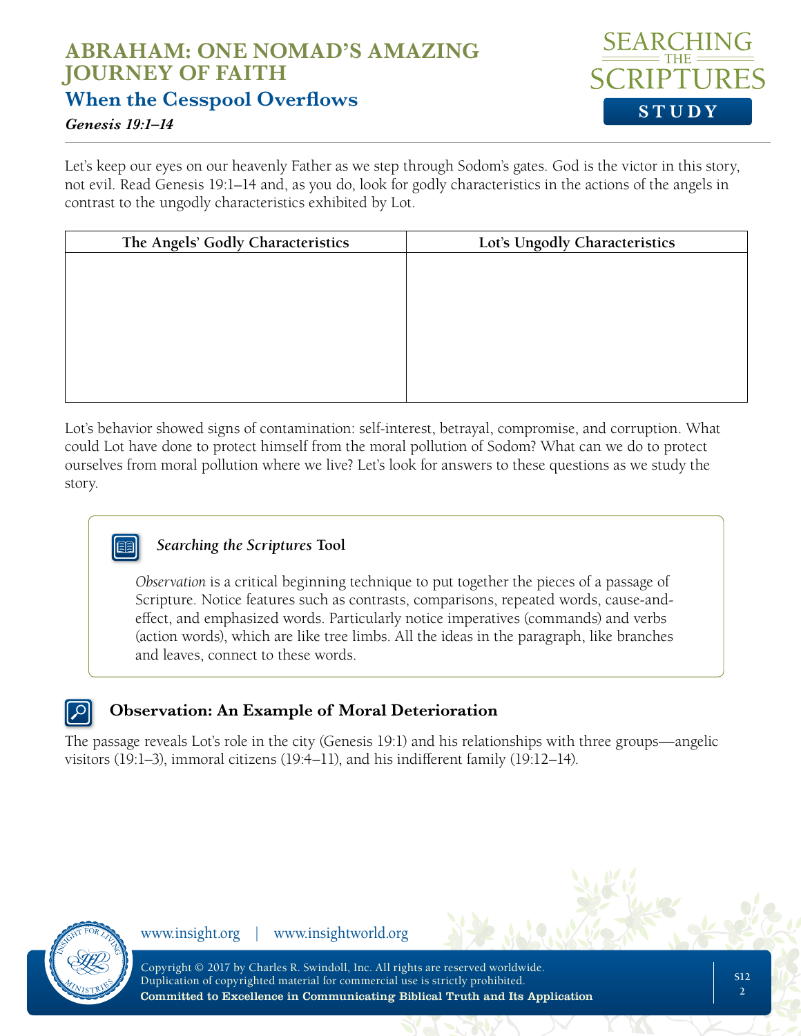# ABRAHAM: ONE NOMAD'S AMAZING JOURNEY OF FAITH

## When the Cesspool Overflows

*Genesis 19:1–14*

Let's keep our eyes on our heavenly Father as we step through Sodom's gates. God is the victor in this story, not evil. Read Genesis 19:1–14 and, as you do, look for godly characteristics in the actions of the angels in contrast to the ungodly characteristics exhibited by Lot.

| The Angels' Godly Characteristics | Lot's Ungodly Characteristics |
|---|---|
| | |

Lot's behavior showed signs of contamination: self-interest, betrayal, compromise, and corruption. What could Lot have done to protect himself from the moral pollution of Sodom? What can we do to protect ourselves from moral pollution where we live? Let's look for answers to these questions as we study the story.

> ***Searching the Scriptures* Tool**
>
> *Observation* is a critical beginning technique to put together the pieces of a passage of Scripture. Notice features such as contrasts, comparisons, repeated words, cause-and-effect, and emphasized words. Particularly notice imperatives (commands) and verbs (action words), which are like tree limbs. All the ideas in the paragraph, like branches and leaves, connect to these words.

### Observation: An Example of Moral Deterioration

The passage reveals Lot's role in the city (Genesis 19:1) and his relationships with three groups—angelic visitors (19:1–3), immoral citizens (19:4–11), and his indifferent family (19:12–14).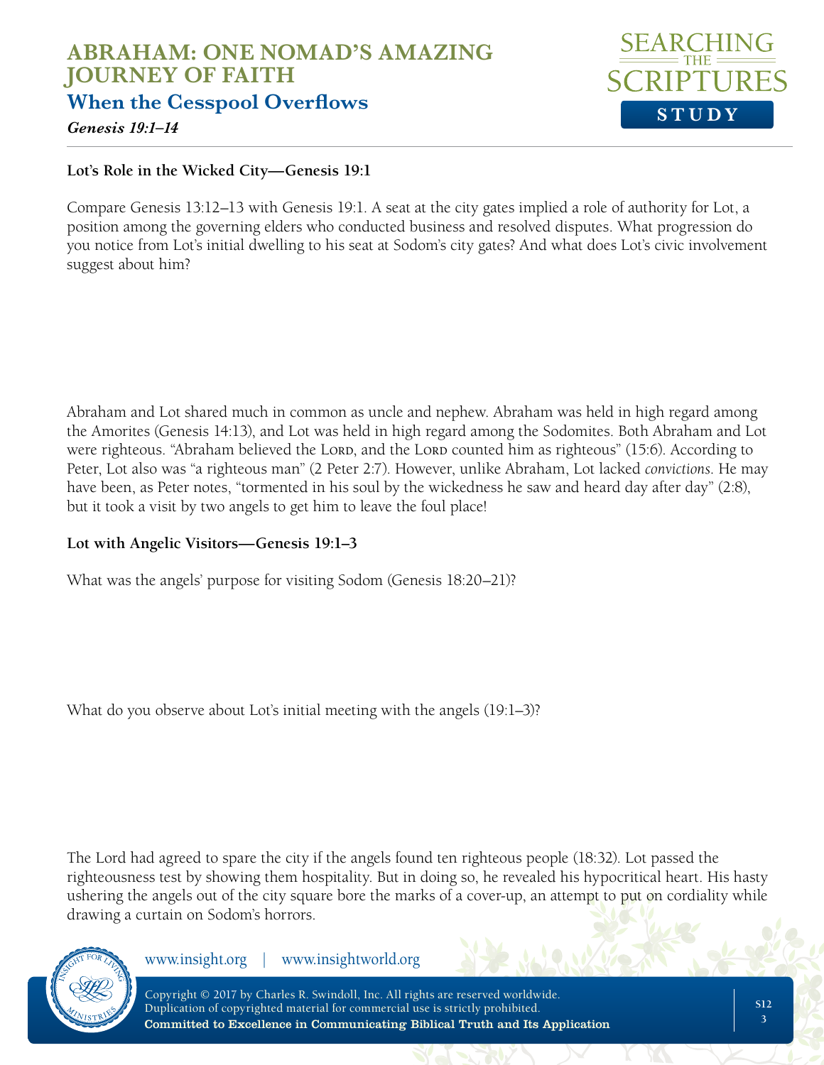**Lot's Role in the Wicked City—Genesis 19:1**

Compare Genesis 13:12–13 with Genesis 19:1. A seat at the city gates implied a role of authority for Lot, a position among the governing elders who conducted business and resolved disputes. What progression do you notice from Lot's initial dwelling to his seat at Sodom's city gates? And what does Lot's civic involvement suggest about him?

Abraham and Lot shared much in common as uncle and nephew. Abraham was held in high regard among the Amorites (Genesis 14:13), and Lot was held in high regard among the Sodomites. Both Abraham and Lot were righteous. "Abraham believed the Lord, and the Lord counted him as righteous" (15:6). According to Peter, Lot also was "a righteous man" (2 Peter 2:7). However, unlike Abraham, Lot lacked *convictions*. He may have been, as Peter notes, "tormented in his soul by the wickedness he saw and heard day after day" (2:8), but it took a visit by two angels to get him to leave the foul place!

**Lot with Angelic Visitors—Genesis 19:1–3**

What was the angels' purpose for visiting Sodom (Genesis 18:20–21)?

What do you observe about Lot's initial meeting with the angels (19:1–3)?

The Lord had agreed to spare the city if the angels found ten righteous people (18:32). Lot passed the righteousness test by showing them hospitality. But in doing so, he revealed his hypocritical heart. His hasty ushering the angels out of the city square bore the marks of a cover-up, an attempt to put on cordiality while drawing a curtain on Sodom's horrors.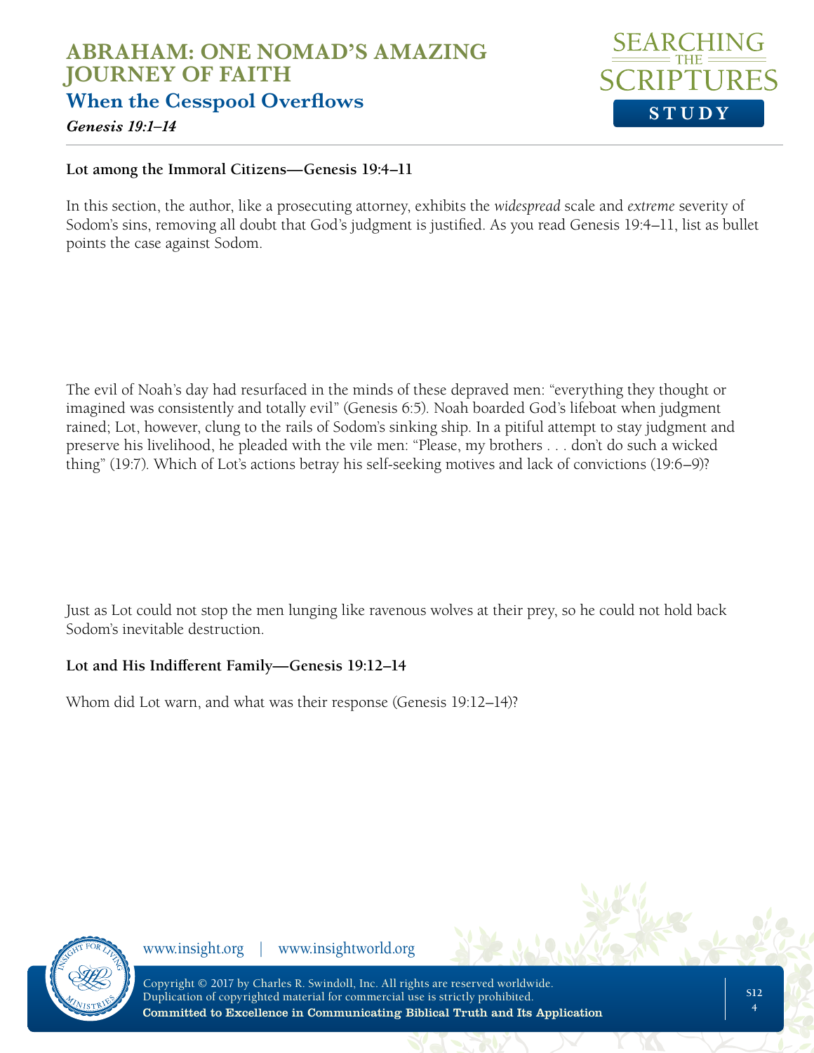**Lot among the Immoral Citizens—Genesis 19:4–11**

In this section, the author, like a prosecuting attorney, exhibits the *widespread* scale and *extreme* severity of Sodom's sins, removing all doubt that God's judgment is justified. As you read Genesis 19:4–11, list as bullet points the case against Sodom.

The evil of Noah's day had resurfaced in the minds of these depraved men: "everything they thought or imagined was consistently and totally evil" (Genesis 6:5). Noah boarded God's lifeboat when judgment rained; Lot, however, clung to the rails of Sodom's sinking ship. In a pitiful attempt to stay judgment and preserve his livelihood, he pleaded with the vile men: "Please, my brothers . . . don't do such a wicked thing" (19:7). Which of Lot's actions betray his self-seeking motives and lack of convictions (19:6–9)?

Just as Lot could not stop the men lunging like ravenous wolves at their prey, so he could not hold back Sodom's inevitable destruction.

**Lot and His Indifferent Family—Genesis 19:12–14**

Whom did Lot warn, and what was their response (Genesis 19:12–14)?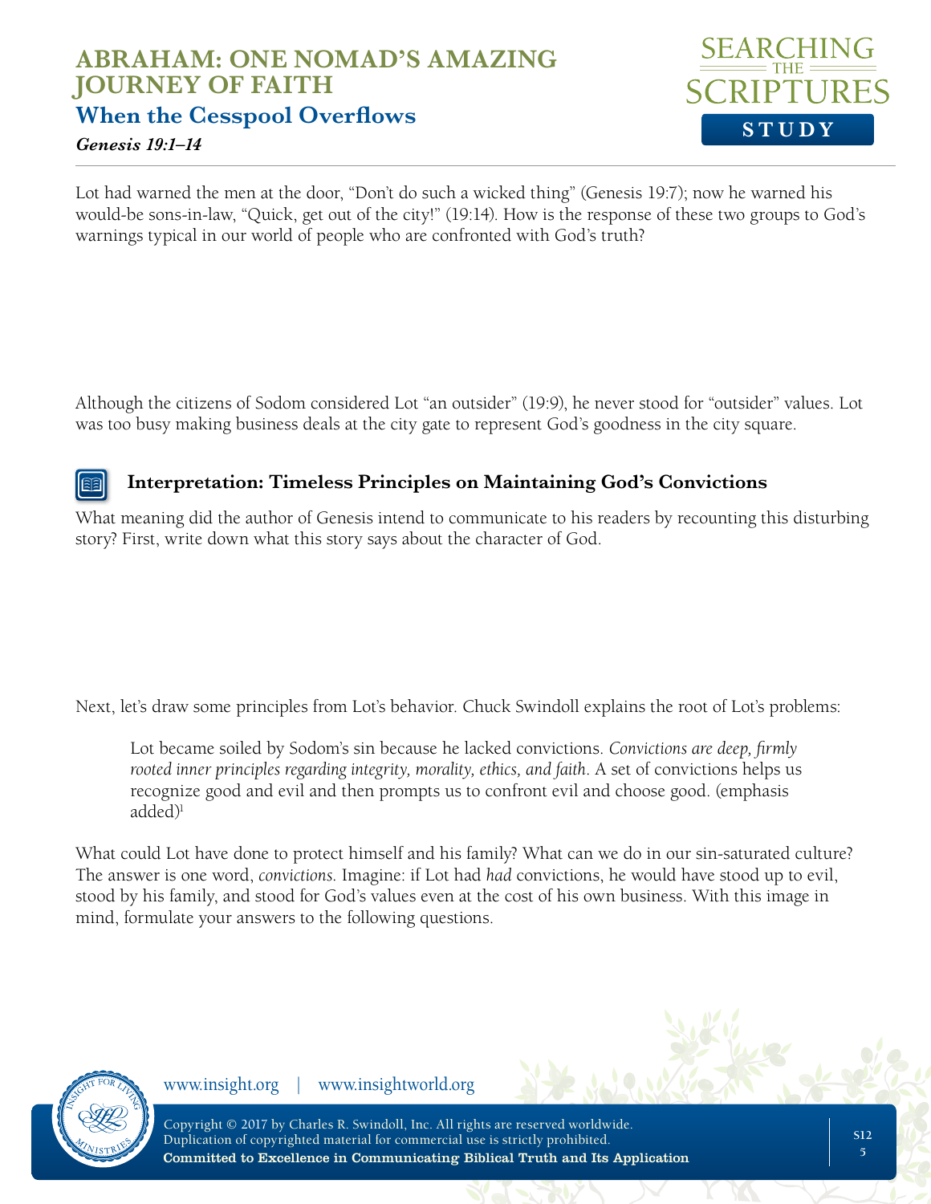Lot had warned the men at the door, "Don't do such a wicked thing" (Genesis 19:7); now he warned his would-be sons-in-law, "Quick, get out of the city!" (19:14). How is the response of these two groups to God's warnings typical in our world of people who are confronted with God's truth?

Although the citizens of Sodom considered Lot "an outsider" (19:9), he never stood for "outsider" values. Lot was too busy making business deals at the city gate to represent God's goodness in the city square.

### Interpretation: Timeless Principles on Maintaining God's Convictions

What meaning did the author of Genesis intend to communicate to his readers by recounting this disturbing story? First, write down what this story says about the character of God.

Next, let's draw some principles from Lot's behavior. Chuck Swindoll explains the root of Lot's problems:

> Lot became soiled by Sodom's sin because he lacked convictions. *Convictions are deep, firmly rooted inner principles regarding integrity, morality, ethics, and faith.* A set of convictions helps us recognize good and evil and then prompts us to confront evil and choose good. (emphasis added)[1]

What could Lot have done to protect himself and his family? What can we do in our sin-saturated culture? The answer is one word, *convictions.* Imagine: if Lot had *had* convictions, he would have stood up to evil, stood by his family, and stood for God's values even at the cost of his own business. With this image in mind, formulate your answers to the following questions.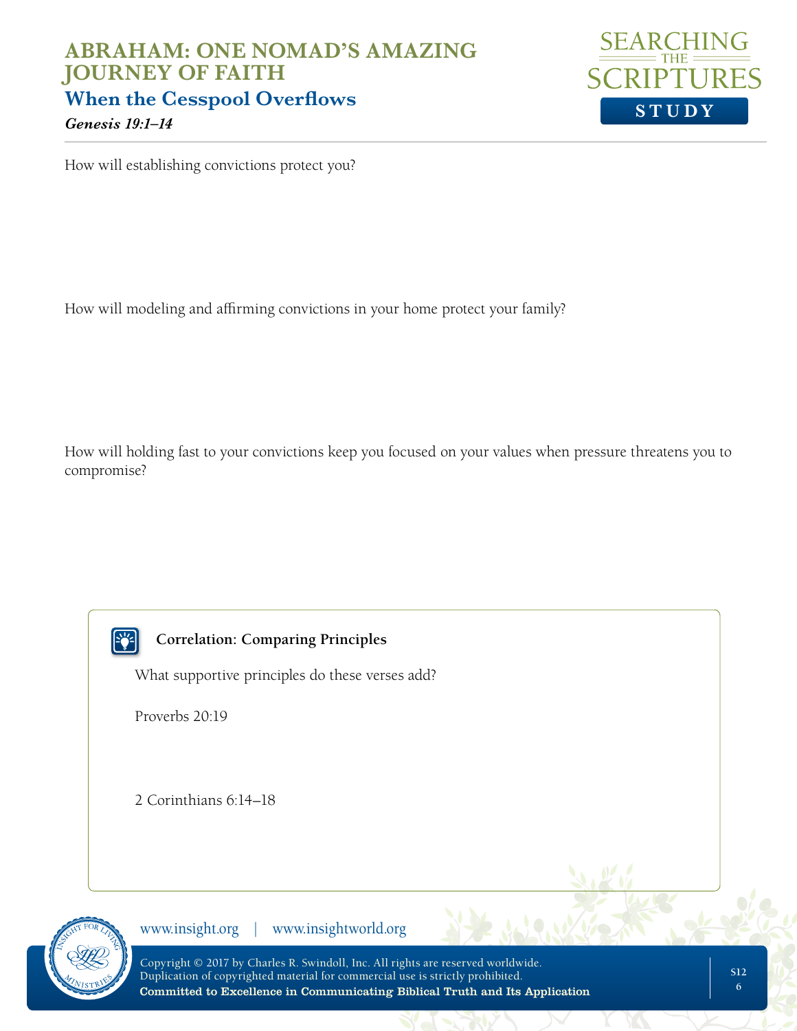How will establishing convictions protect you?

How will modeling and affirming convictions in your home protect your family?

How will holding fast to your convictions keep you focused on your values when pressure threatens you to compromise?

**Correlation: Comparing Principles**

What supportive principles do these verses add?

Proverbs 20:19

2 Corinthians 6:14–18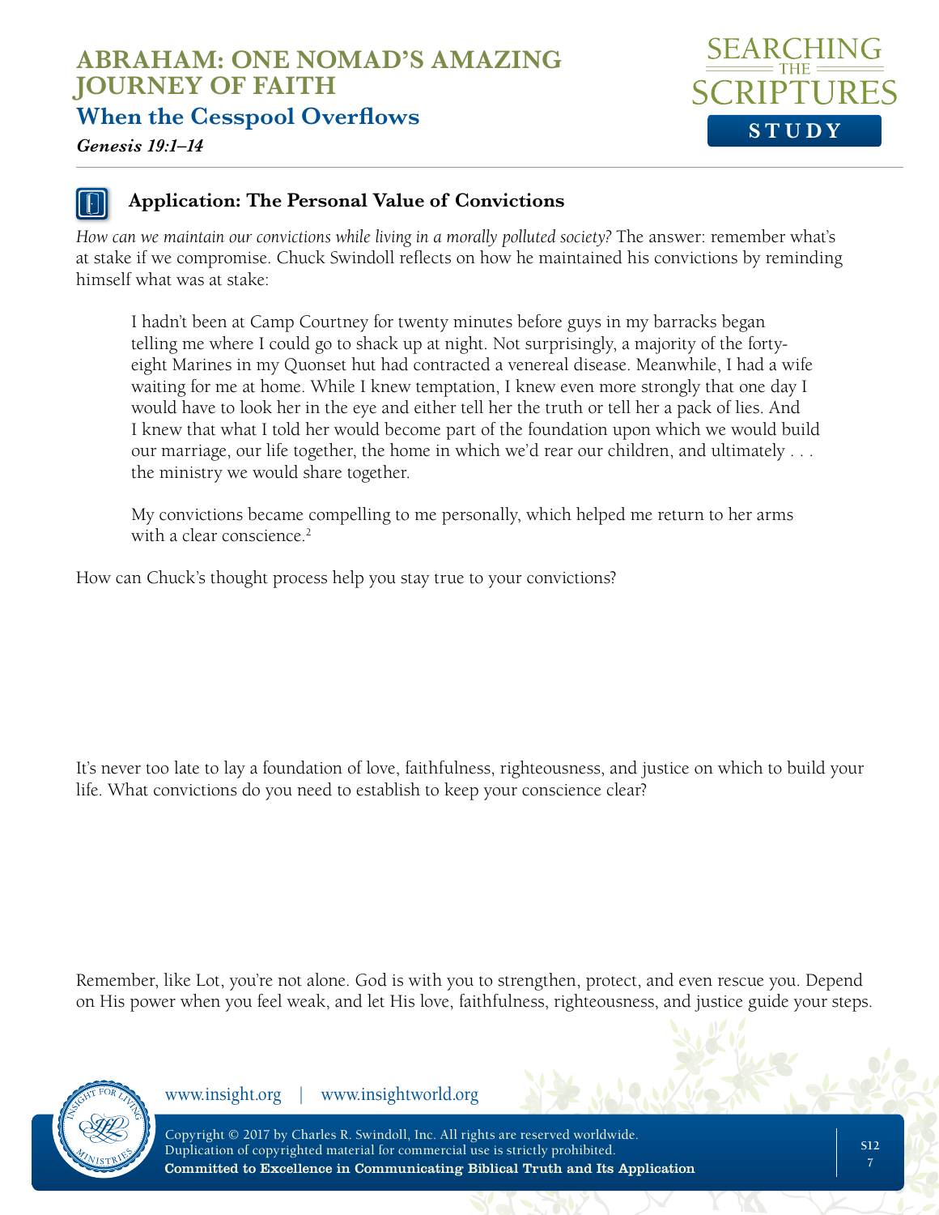## Application: The Personal Value of Convictions

*How can we maintain our convictions while living in a morally polluted society?* The answer: remember what's at stake if we compromise. Chuck Swindoll reflects on how he maintained his convictions by reminding himself what was at stake:

> I hadn't been at Camp Courtney for twenty minutes before guys in my barracks began telling me where I could go to shack up at night. Not surprisingly, a majority of the forty-eight Marines in my Quonset hut had contracted a venereal disease. Meanwhile, I had a wife waiting for me at home. While I knew temptation, I knew even more strongly that one day I would have to look her in the eye and either tell her the truth or tell her a pack of lies. And I knew that what I told her would become part of the foundation upon which we would build our marriage, our life together, the home in which we'd rear our children, and ultimately . . . the ministry we would share together.
>
> My convictions became compelling to me personally, which helped me return to her arms with a clear conscience.[2]

How can Chuck's thought process help you stay true to your convictions?

It's never too late to lay a foundation of love, faithfulness, righteousness, and justice on which to build your life. What convictions do you need to establish to keep your conscience clear?

Remember, like Lot, you're not alone. God is with you to strengthen, protect, and even rescue you. Depend on His power when you feel weak, and let His love, faithfulness, righteousness, and justice guide your steps.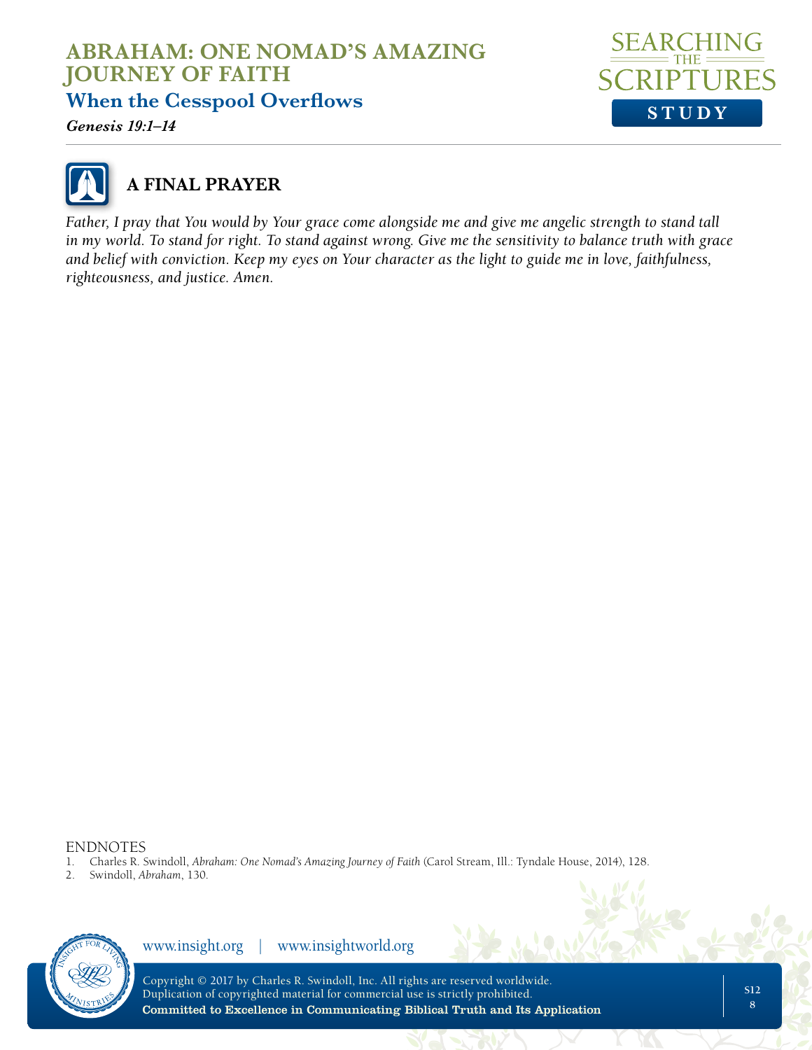## A FINAL PRAYER

*Father, I pray that You would by Your grace come alongside me and give me angelic strength to stand tall in my world. To stand for right. To stand against wrong. Give me the sensitivity to balance truth with grace and belief with conviction. Keep my eyes on Your character as the light to guide me in love, faithfulness, righteousness, and justice. Amen.*

ENDNOTES

1. Charles R. Swindoll, *Abraham: One Nomad's Amazing Journey of Faith* (Carol Stream, Ill.: Tyndale House, 2014), 128.
2. Swindoll, *Abraham*, 130.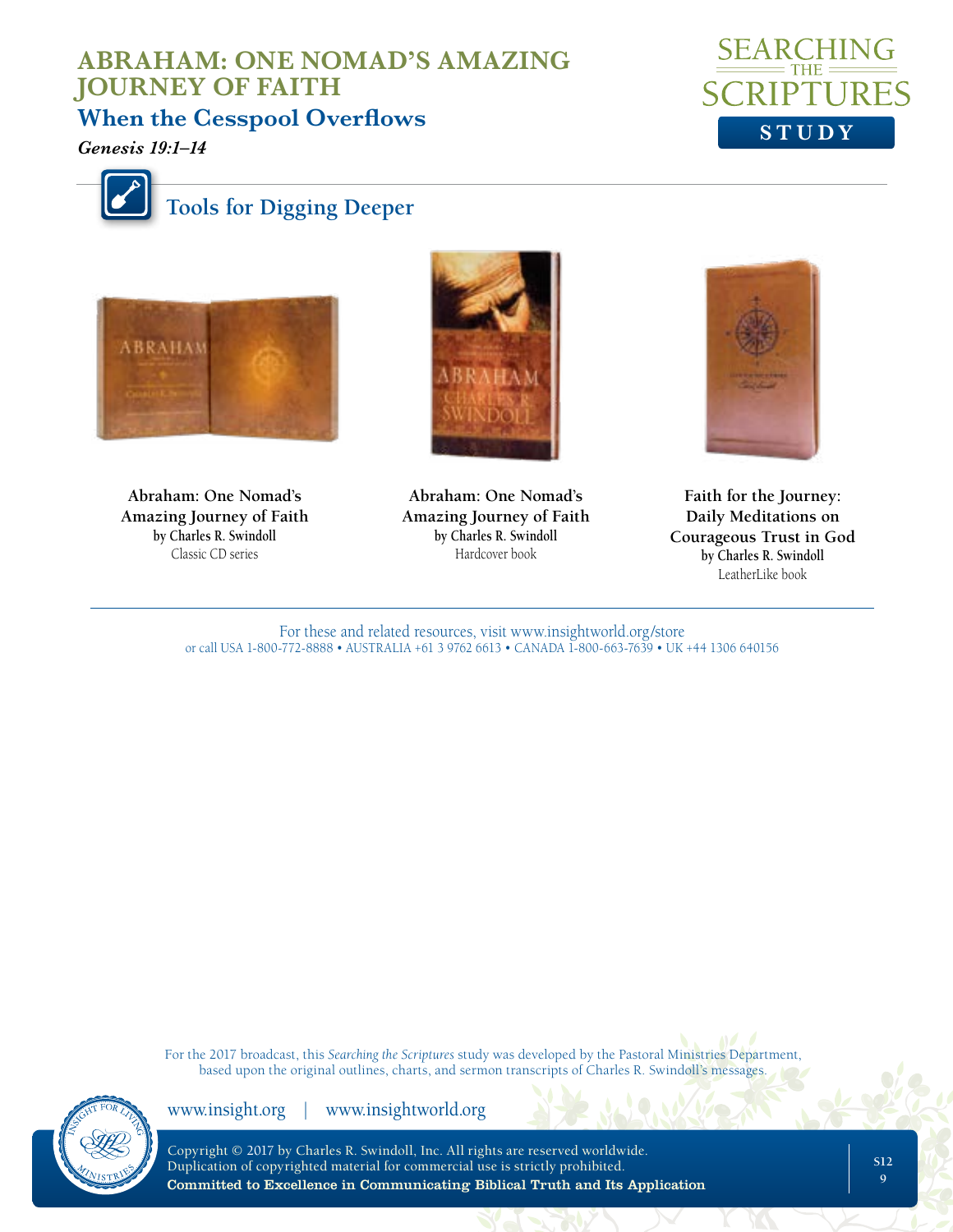# ABRAHAM: ONE NOMAD'S AMAZING JOURNEY OF FAITH

## When the Cesspool Overflows

*Genesis 19:1–14*

## Tools for Digging Deeper

**Abraham: One Nomad's Amazing Journey of Faith**
**by Charles R. Swindoll**
Classic CD series

**Abraham: One Nomad's Amazing Journey of Faith**
**by Charles R. Swindoll**
Hardcover book

**Faith for the Journey: Daily Meditations on Courageous Trust in God**
**by Charles R. Swindoll**
LeatherLike book

For these and related resources, visit www.insightworld.org/store
or call USA 1-800-772-8888 • AUSTRALIA +61 3 9762 6613 • CANADA 1-800-663-7639 • UK +44 1306 640156

For the 2017 broadcast, this *Searching the Scriptures* study was developed by the Pastoral Ministries Department, based upon the original outlines, charts, and sermon transcripts of Charles R. Swindoll's messages.

www.insight.org | www.insightworld.org

Copyright © 2017 by Charles R. Swindoll, Inc. All rights are reserved worldwide.
Duplication of copyrighted material for commercial use is strictly prohibited.
**Committed to Excellence in Communicating Biblical Truth and Its Application**